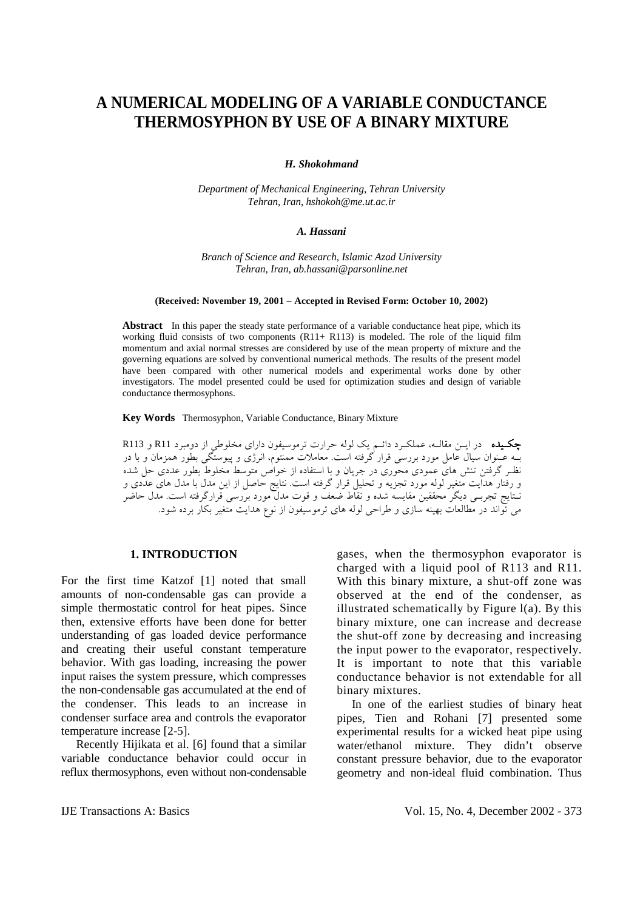# A NUMERICAL MODELING OF A VARIABLE CONDUCTANCE THERMOSYPHON BY USE OF A BINARY MIXTURE

***H. Shokohmand***

*Department of Mechanical Engineering, Tehran University*
*Tehran, Iran, hshokoh@me.ut.ac.ir*

***A. Hassani***

*Branch of Science and Research, Islamic Azad University*
*Tehran, Iran, ab.hassani@parsonline.net*

**(Received: November 19, 2001 – Accepted in Revised Form: October 10, 2002)**

**Abstract** In this paper the steady state performance of a variable conductance heat pipe, which its working fluid consists of two components (R11+ R113) is modeled. The role of the liquid film momentum and axial normal stresses are considered by use of the mean property of mixture and the governing equations are solved by conventional numerical methods. The results of the present model have been compared with other numerical models and experimental works done by other investigators. The model presented could be used for optimization studies and design of variable conductance thermosyphons.

**Key Words** Thermosyphon, Variable Conductance, Binary Mixture

**چكيده** در ايـن مقالـه، عملكـرد دائـم يک لوله حرارت ترموسيفون دارای مخلوطی از دومبرد R11 و R113 بـه عـنوان سيال عامل مورد بررسی قرار گرفته است. معاملات ممنتوم، انرژی و پيوستگی بطور همزمان و با در نظـر گرفتن تنش های عمودی محوری در جريان و با استفاده از خواص متوسط مخلوط بطور عددی حل شده و رفتار هدايت متغير لوله مورد تجزيه و تحليل قرار گرفته است. نتايج حاصل از اين مدل با مدل های عددی و نـتايج تجربـی ديگر محققين مقايسه شده و نقاط ضعف و قوت مدل مورد بررسی قرارگرفته است. مدل حاضر می تواند در مطالعات بهينه سازی و طراحی لوله های ترموسيفون از نوع هدايت متغير بكار برده شود.

## 1. INTRODUCTION

For the first time Katzof [1] noted that small amounts of non-condensable gas can provide a simple thermostatic control for heat pipes. Since then, extensive efforts have been done for better understanding of gas loaded device performance and creating their useful constant temperature behavior. With gas loading, increasing the power input raises the system pressure, which compresses the non-condensable gas accumulated at the end of the condenser. This leads to an increase in condenser surface area and controls the evaporator temperature increase [2-5].

Recently Hijikata et al. [6] found that a similar variable conductance behavior could occur in reflux thermosyphons, even without non-condensable gases, when the thermosyphon evaporator is charged with a liquid pool of R113 and R11. With this binary mixture, a shut-off zone was observed at the end of the condenser, as illustrated schematically by Figure 1(a). By this binary mixture, one can increase and decrease the shut-off zone by decreasing and increasing the input power to the evaporator, respectively. It is important to note that this variable conductance behavior is not extendable for all binary mixtures.

In one of the earliest studies of binary heat pipes, Tien and Rohani [7] presented some experimental results for a wicked heat pipe using water/ethanol mixture. They didn't observe constant pressure behavior, due to the evaporator geometry and non-ideal fluid combination. Thus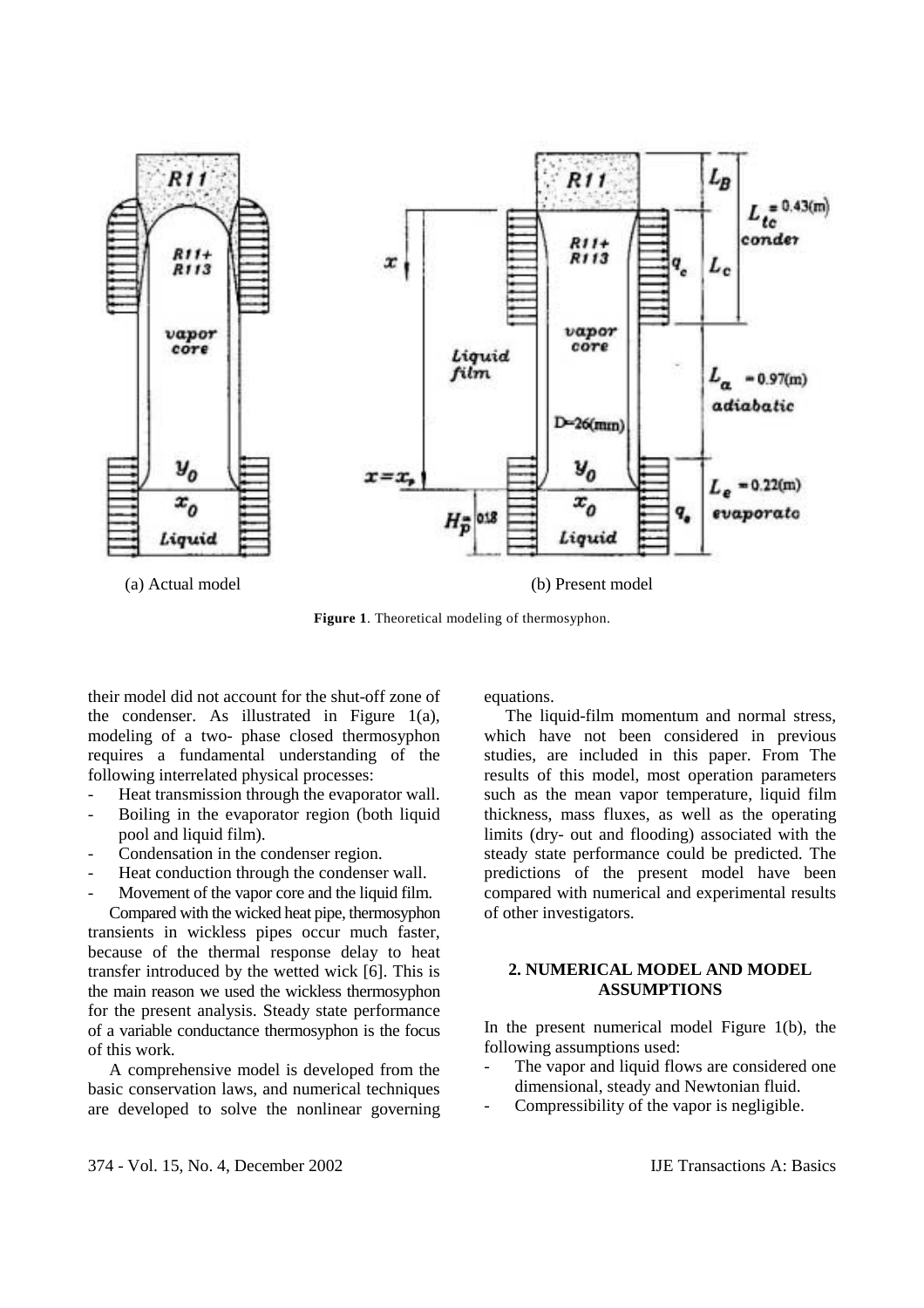(a) Actual model (b) Present model

**Figure 1**. Theoretical modeling of thermosyphon.

their model did not account for the shut-off zone of the condenser. As illustrated in Figure 1(a), modeling of a two- phase closed thermosyphon requires a fundamental understanding of the following interrelated physical processes:

- Heat transmission through the evaporator wall.
- Boiling in the evaporator region (both liquid pool and liquid film).
- Condensation in the condenser region.
- Heat conduction through the condenser wall.
- Movement of the vapor core and the liquid film.

Compared with the wicked heat pipe, thermosyphon transients in wickless pipes occur much faster, because of the thermal response delay to heat transfer introduced by the wetted wick [6]. This is the main reason we used the wickless thermosyphon for the present analysis. Steady state performance of a variable conductance thermosyphon is the focus of this work.

A comprehensive model is developed from the basic conservation laws, and numerical techniques are developed to solve the nonlinear governing equations.

The liquid-film momentum and normal stress, which have not been considered in previous studies, are included in this paper. From The results of this model, most operation parameters such as the mean vapor temperature, liquid film thickness, mass fluxes, as well as the operating limits (dry- out and flooding) associated with the steady state performance could be predicted. The predictions of the present model have been compared with numerical and experimental results of other investigators.

## 2. NUMERICAL MODEL AND MODEL ASSUMPTIONS

In the present numerical model Figure 1(b), the following assumptions used:

- The vapor and liquid flows are considered one dimensional, steady and Newtonian fluid.
- Compressibility of the vapor is negligible.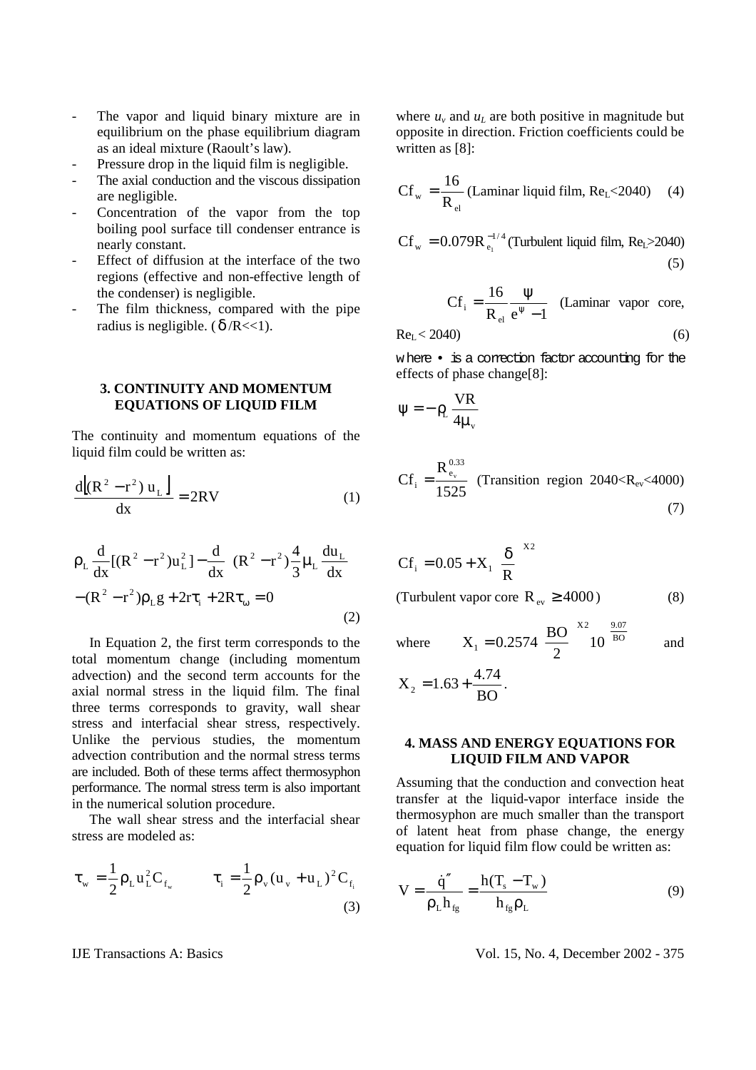- The vapor and liquid binary mixture are in equilibrium on the phase equilibrium diagram as an ideal mixture (Raoult's law).
- Pressure drop in the liquid film is negligible.
- The axial conduction and the viscous dissipation are negligible.
- Concentration of the vapor from the top boiling pool surface till condenser entrance is nearly constant.
- Effect of diffusion at the interface of the two regions (effective and non-effective length of the condenser) is negligible.
- The film thickness, compared with the pipe radius is negligible. ($\delta/R<<1$).

## 3. CONTINUITY AND MOMENTUM EQUATIONS OF LIQUID FILM

The continuity and momentum equations of the liquid film could be written as:

$$\frac{d\left[(R^2 - r^2)\, u_L\right]}{dx} = 2RV \tag{1}$$

$$\rho_L \frac{d}{dx}[(R^2 - r^2)u_L^2] - \frac{d}{dx}\left((R^2 - r^2)\frac{4}{3}\mu_L \frac{du_L}{dx}\right) - (R^2 - r^2)\rho_L g + 2r\tau_i + 2R\tau_\omega = 0 \tag{2}$$

In Equation 2, the first term corresponds to the total momentum change (including momentum advection) and the second term accounts for the axial normal stress in the liquid film. The final three terms corresponds to gravity, wall shear stress and interfacial shear stress, respectively. Unlike the pervious studies, the momentum advection contribution and the normal stress terms are included. Both of these terms affect thermosyphon performance. The normal stress term is also important in the numerical solution procedure.

The wall shear stress and the interfacial shear stress are modeled as:

$$\tau_w = \frac{1}{2}\rho_L u_L^2 C_{f_w} \qquad \tau_i = \frac{1}{2}\rho_v (u_v + u_L)^2 C_{f_i} \tag{3}$$

where $u_v$ and $u_L$ are both positive in magnitude but opposite in direction. Friction coefficients could be written as [8]:

$$Cf_w = \frac{16}{R_{el}} \text{ (Laminar liquid film, } Re_L<2040) \tag{4}$$

$$Cf_w = 0.079 R_{e_l}^{-1/4} \text{ (Turbulent liquid film, } Re_L>2040) \tag{5}$$

$$Cf_i = \frac{16}{R_{el}} \frac{\psi}{e^{\psi} - 1} \text{ (Laminar vapor core, } Re_L < 2040) \tag{6}$$

where $\psi$ is a correction factor accounting for the effects of phase change[8]:

$$\psi = -\rho_L \frac{VR}{4\mu_v}$$

$$Cf_i = \frac{R_{e_v}^{0.33}}{1525} \text{ (Transition region } 2040<R_{ev}<4000) \tag{7}$$

$$Cf_i = 0.05 + X_1 \left(\frac{\delta}{R}\right)^{X2}$$

$$\text{(Turbulent vapor core } R_{ev} \geq 4000) \tag{8}$$

where $X_1 = 0.2574\left(\frac{BO}{2}\right)^{X2} 10^{\frac{9.07}{BO}}$ and $X_2 = 1.63 + \frac{4.74}{BO}$.

## 4. MASS AND ENERGY EQUATIONS FOR LIQUID FILM AND VAPOR

Assuming that the conduction and convection heat transfer at the liquid-vapor interface inside the thermosyphon are much smaller than the transport of latent heat from phase change, the energy equation for liquid film flow could be written as:

$$V = \frac{\dot{q}''}{\rho_L h_{fg}} = \frac{h(T_s - T_w)}{h_{fg}\rho_L} \tag{9}$$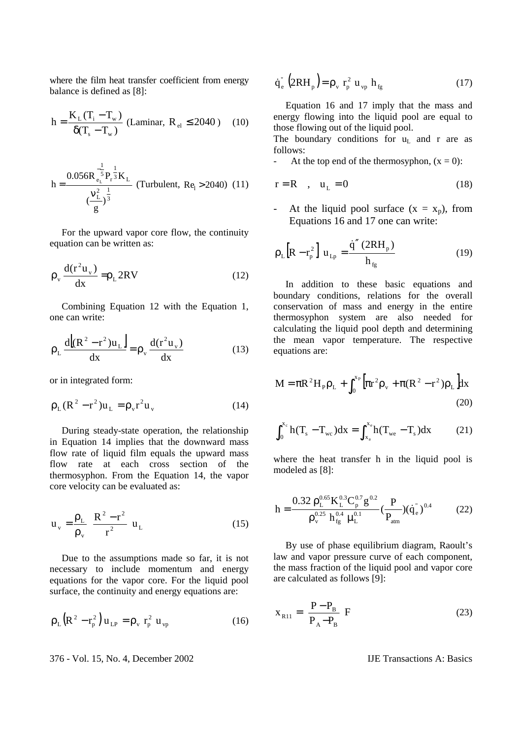where the film heat transfer coefficient from energy balance is defined as [8]:

$$h = \frac{K_L (T_i - T_w)}{\delta (T_s - T_w)} \text{ (Laminar, } R_{el} \leq 2040\text{)} \quad (10)$$

$$h = \frac{0.056 R_{e_L}^{-\frac{1}{5}} P_r^{\frac{1}{3}} K_L}{(\frac{\nu_L^2}{g})^{\frac{1}{3}}} \text{ (Turbulent, } Re_l > 2040\text{)} \quad (11)$$

For the upward vapor core flow, the continuity equation can be written as:

$$\rho_v \frac{d(r^2 u_v)}{dx} = \rho_L 2RV \quad (12)$$

Combining Equation 12 with the Equation 1, one can write:

$$\rho_L \frac{d\left[(R^2 - r^2) u_L\right]}{dx} = \rho_v \frac{d(r^2 u_v)}{dx} \quad (13)$$

or in integrated form:

$$\rho_L (R^2 - r^2) u_L = \rho_v r^2 u_v \quad (14)$$

During steady-state operation, the relationship in Equation 14 implies that the downward mass flow rate of liquid film equals the upward mass flow rate at each cross section of the thermosyphon. From the Equation 14, the vapor core velocity can be evaluated as:

$$u_v = \frac{\rho_L}{\rho_v} \frac{R^2 - r^2}{r^2} u_L \quad (15)$$

Due to the assumptions made so far, it is not necessary to include momentum and energy equations for the vapor core. For the liquid pool surface, the continuity and energy equations are:

$$\rho_L \left(R^2 - r_p^2\right) u_{LP} = \rho_v r_p^2 u_{vp} \quad (16)$$

$$\dot{q}_e'' \left(2RH_p\right) = \rho_v r_p^2 u_{vp} h_{fg} \quad (17)$$

Equation 16 and 17 imply that the mass and energy flowing into the liquid pool are equal to those flowing out of the liquid pool.

The boundary conditions for $u_L$ and r are as follows:

- At the top end of the thermosyphon, (x = 0):

$$r = R \quad , \quad u_L = 0 \quad (18)$$

- At the liquid pool surface ($x = x_p$), from Equations 16 and 17 one can write:

$$\rho_L \left[R - r_p^2\right] u_{Lp} = \frac{\dot{q}''(2RH_p)}{h_{fg}} \quad (19)$$

In addition to these basic equations and boundary conditions, relations for the overall conservation of mass and energy in the entire thermosyphon system are also needed for calculating the liquid pool depth and determining the mean vapor temperature. The respective equations are:

$$M = \pi R^2 H_p \rho_L + \int_0^{x_P} \left[\pi r^2 \rho_v + \pi (R^2 - r^2) \rho_L\right] dx \quad (20)$$

$$\int_0^{x_c} h(T_s - T_{wc}) dx = \int_{x_a}^{x_e} h(T_{we} - T_s) dx \quad (21)$$

where the heat transfer h in the liquid pool is modeled as [8]:

$$h = \frac{0.32 \rho_L^{0.65} K_L^{0.3} C_p^{0.7} g^{0.2}}{\rho_v^{0.25} h_{fg}^{0.4} \mu_L^{0.1}} (\frac{P}{P_{atm}})(\dot{q}_e'')^{0.4} \quad (22)$$

By use of phase equilibrium diagram, Raoult's law and vapor pressure curve of each component, the mass fraction of the liquid pool and vapor core are calculated as follows [9]:

$$x_{R11} = \frac{P - P_B}{P_A - P_B} F \quad (23)$$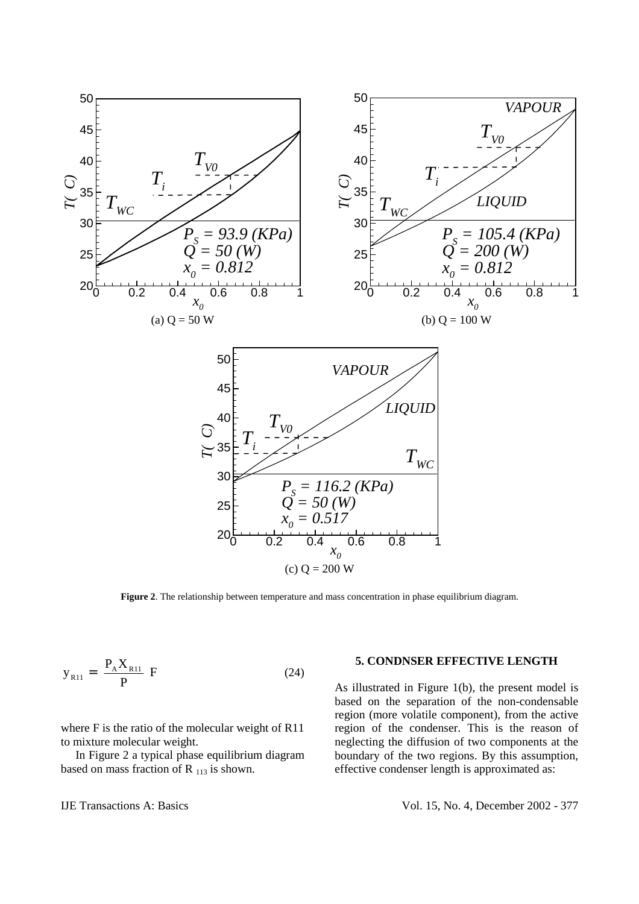(a) Q = 50 W

(b) Q = 100 W

(c) Q = 200 W

**Figure 2**. The relationship between temperature and mass concentration in phase equilibrium diagram.

$$y_{R11} = \frac{P_A X_{R11}}{P} F \tag{24}$$

where F is the ratio of the molecular weight of R11 to mixture molecular weight.

In Figure 2 a typical phase equilibrium diagram based on mass fraction of R $_{113}$ is shown.

## 5. CONDNSER EFFECTIVE LENGTH

As illustrated in Figure 1(b), the present model is based on the separation of the non-condensable region (more volatile component), from the active region of the condenser. This is the reason of neglecting the diffusion of two components at the boundary of the two regions. By this assumption, effective condenser length is approximated as: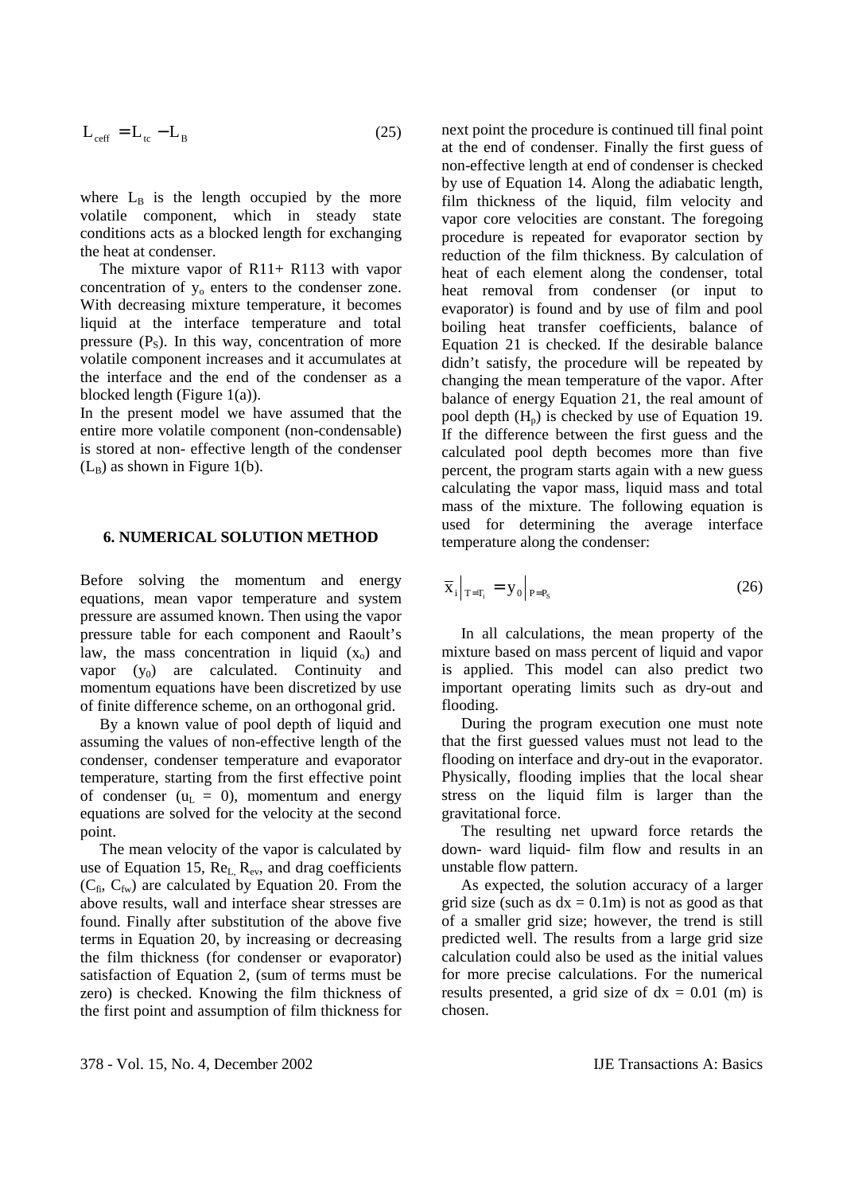$$L_{ceff} = L_{tc} - L_B \qquad (25)$$

where $L_B$ is the length occupied by the more volatile component, which in steady state conditions acts as a blocked length for exchanging the heat at condenser.

The mixture vapor of R11+ R113 with vapor concentration of $y_o$ enters to the condenser zone. With decreasing mixture temperature, it becomes liquid at the interface temperature and total pressure ($P_S$). In this way, concentration of more volatile component increases and it accumulates at the interface and the end of the condenser as a blocked length (Figure 1(a)).

In the present model we have assumed that the entire more volatile component (non-condensable) is stored at non- effective length of the condenser ($L_B$) as shown in Figure 1(b).

## 6. NUMERICAL SOLUTION METHOD

Before solving the momentum and energy equations, mean vapor temperature and system pressure are assumed known. Then using the vapor pressure table for each component and Raoult's law, the mass concentration in liquid ($x_o$) and vapor ($y_0$) are calculated. Continuity and momentum equations have been discretized by use of finite difference scheme, on an orthogonal grid.

By a known value of pool depth of liquid and assuming the values of non-effective length of the condenser, condenser temperature and evaporator temperature, starting from the first effective point of condenser ($u_L = 0$), momentum and energy equations are solved for the velocity at the second point.

The mean velocity of the vapor is calculated by use of Equation 15, $Re_L$, $R_{ev}$, and drag coefficients ($C_{fi}$, $C_{fw}$) are calculated by Equation 20. From the above results, wall and interface shear stresses are found. Finally after substitution of the above five terms in Equation 20, by increasing or decreasing the film thickness (for condenser or evaporator) satisfaction of Equation 2, (sum of terms must be zero) is checked. Knowing the film thickness of the first point and assumption of film thickness for next point the procedure is continued till final point at the end of condenser. Finally the first guess of non-effective length at end of condenser is checked by use of Equation 14. Along the adiabatic length, film thickness of the liquid, film velocity and vapor core velocities are constant. The foregoing procedure is repeated for evaporator section by reduction of the film thickness. By calculation of heat of each element along the condenser, total heat removal from condenser (or input to evaporator) is found and by use of film and pool boiling heat transfer coefficients, balance of Equation 21 is checked. If the desirable balance didn't satisfy, the procedure will be repeated by changing the mean temperature of the vapor. After balance of energy Equation 21, the real amount of pool depth ($H_p$) is checked by use of Equation 19. If the difference between the first guess and the calculated pool depth becomes more than five percent, the program starts again with a new guess calculating the vapor mass, liquid mass and total mass of the mixture. The following equation is used for determining the average interface temperature along the condenser:

$$\bar{x}_i\Big|_{T=T_i} = y_0\Big|_{P=P_S} \qquad (26)$$

In all calculations, the mean property of the mixture based on mass percent of liquid and vapor is applied. This model can also predict two important operating limits such as dry-out and flooding.

During the program execution one must note that the first guessed values must not lead to the flooding on interface and dry-out in the evaporator. Physically, flooding implies that the local shear stress on the liquid film is larger than the gravitational force.

The resulting net upward force retards the down- ward liquid- film flow and results in an unstable flow pattern.

As expected, the solution accuracy of a larger grid size (such as $dx = 0.1$m) is not as good as that of a smaller grid size; however, the trend is still predicted well. The results from a large grid size calculation could also be used as the initial values for more precise calculations. For the numerical results presented, a grid size of $dx = 0.01$ (m) is chosen.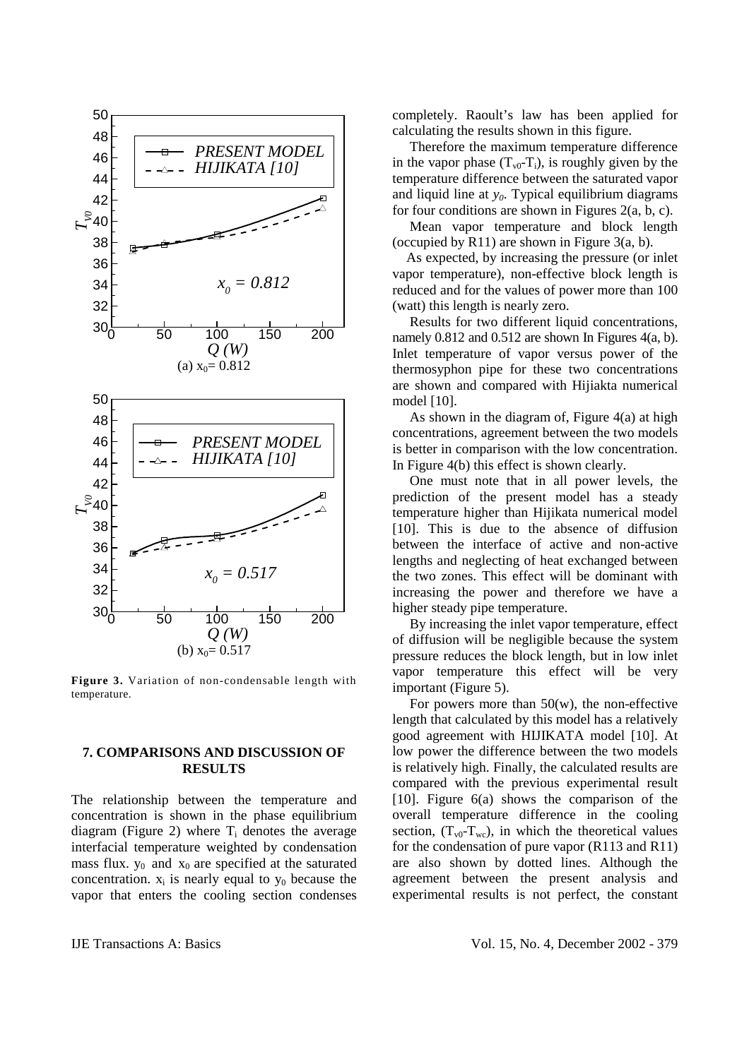(a) $x_0$= 0.812

(b) $x_0$= 0.517

**Figure 3.** Variation of non-condensable length with temperature.

## 7. COMPARISONS AND DISCUSSION OF RESULTS

The relationship between the temperature and concentration is shown in the phase equilibrium diagram (Figure 2) where $T_i$ denotes the average interfacial temperature weighted by condensation mass flux. $y_0$ and $x_0$ are specified at the saturated concentration. $x_i$ is nearly equal to $y_0$ because the vapor that enters the cooling section condenses completely. Raoult's law has been applied for calculating the results shown in this figure.

Therefore the maximum temperature difference in the vapor phase ($T_{v0}$-$T_i$), is roughly given by the temperature difference between the saturated vapor and liquid line at $y_0$. Typical equilibrium diagrams for four conditions are shown in Figures 2(a, b, c).

Mean vapor temperature and block length (occupied by R11) are shown in Figure 3(a, b).

As expected, by increasing the pressure (or inlet vapor temperature), non-effective block length is reduced and for the values of power more than 100 (watt) this length is nearly zero.

Results for two different liquid concentrations, namely 0.812 and 0.512 are shown In Figures 4(a, b). Inlet temperature of vapor versus power of the thermosyphon pipe for these two concentrations are shown and compared with Hijiakta numerical model [10].

As shown in the diagram of, Figure 4(a) at high concentrations, agreement between the two models is better in comparison with the low concentration. In Figure 4(b) this effect is shown clearly.

One must note that in all power levels, the prediction of the present model has a steady temperature higher than Hijikata numerical model [10]. This is due to the absence of diffusion between the interface of active and non-active lengths and neglecting of heat exchanged between the two zones. This effect will be dominant with increasing the power and therefore we have a higher steady pipe temperature.

By increasing the inlet vapor temperature, effect of diffusion will be negligible because the system pressure reduces the block length, but in low inlet vapor temperature this effect will be very important (Figure 5).

For powers more than 50(w), the non-effective length that calculated by this model has a relatively good agreement with HIJIKATA model [10]. At low power the difference between the two models is relatively high. Finally, the calculated results are compared with the previous experimental result [10]. Figure 6(a) shows the comparison of the overall temperature difference in the cooling section, ($T_{v0}$-$T_{wc}$), in which the theoretical values for the condensation of pure vapor (R113 and R11) are also shown by dotted lines. Although the agreement between the present analysis and experimental results is not perfect, the constant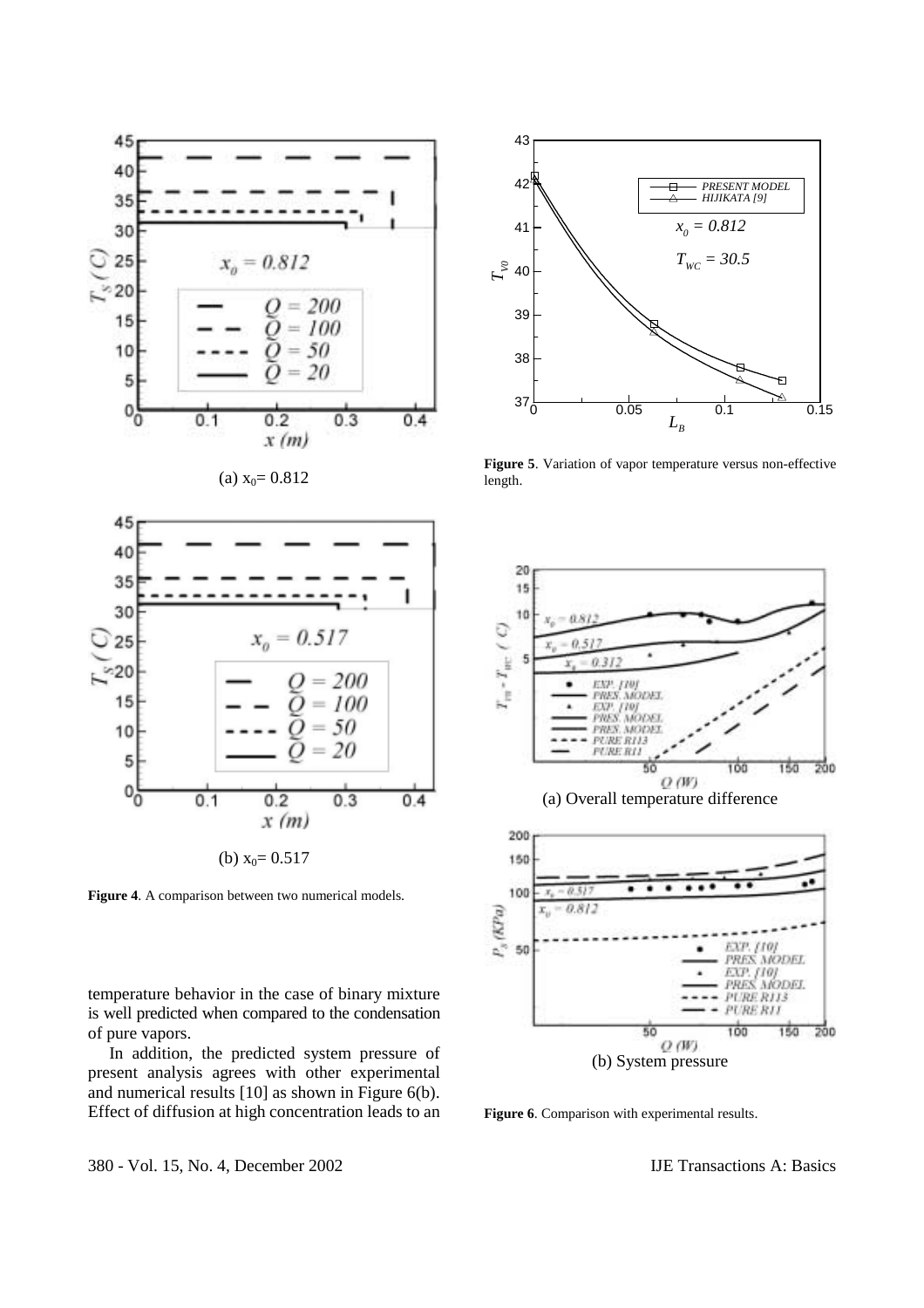(a) $x_0$= 0.812

(b) $x_0$= 0.517

**Figure 4**. A comparison between two numerical models.

temperature behavior in the case of binary mixture is well predicted when compared to the condensation of pure vapors.

In addition, the predicted system pressure of present analysis agrees with other experimental and numerical results [10] as shown in Figure 6(b). Effect of diffusion at high concentration leads to an

**Figure 5**. Variation of vapor temperature versus non-effective length.

(a) Overall temperature difference

(b) System pressure

**Figure 6**. Comparison with experimental results.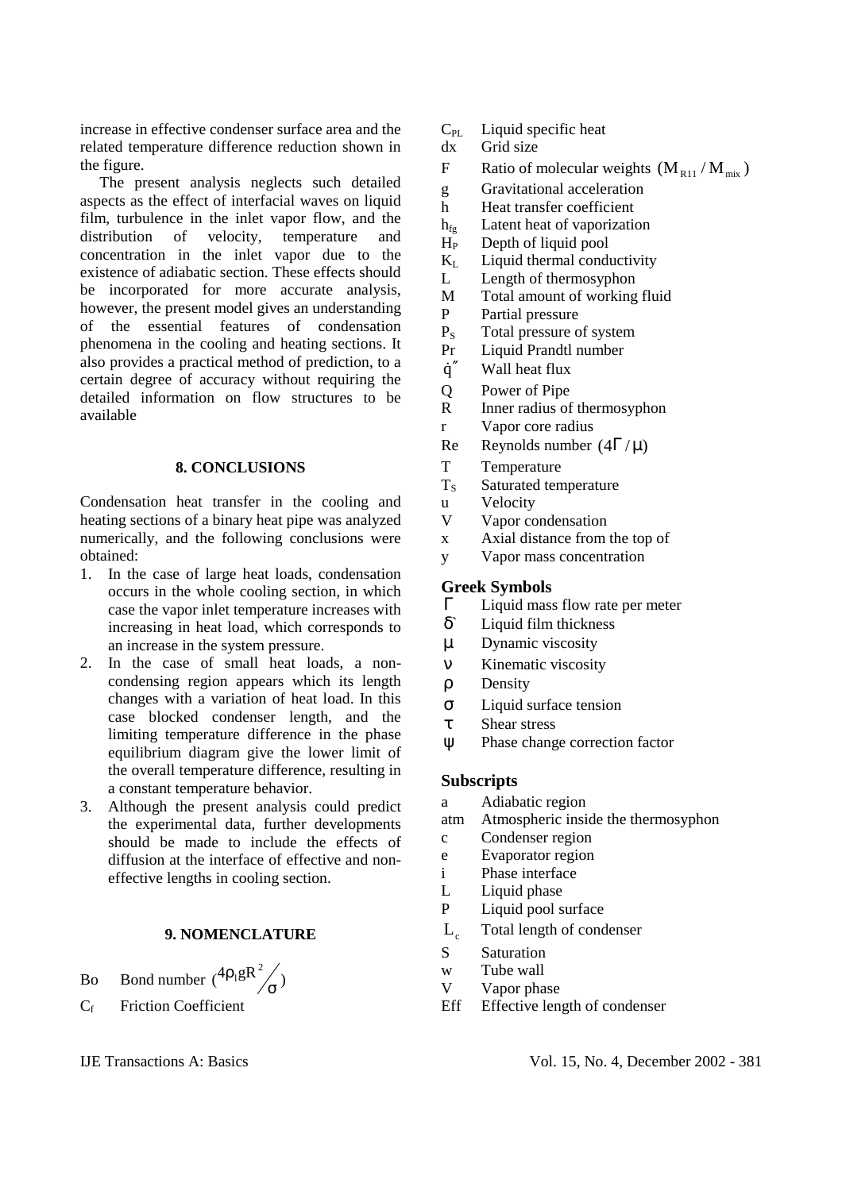increase in effective condenser surface area and the related temperature difference reduction shown in the figure.

The present analysis neglects such detailed aspects as the effect of interfacial waves on liquid film, turbulence in the inlet vapor flow, and the distribution of velocity, temperature and concentration in the inlet vapor due to the existence of adiabatic section. These effects should be incorporated for more accurate analysis, however, the present model gives an understanding of the essential features of condensation phenomena in the cooling and heating sections. It also provides a practical method of prediction, to a certain degree of accuracy without requiring the detailed information on flow structures to be available

## 8. CONCLUSIONS

Condensation heat transfer in the cooling and heating sections of a binary heat pipe was analyzed numerically, and the following conclusions were obtained:

1. In the case of large heat loads, condensation occurs in the whole cooling section, in which case the vapor inlet temperature increases with increasing in heat load, which corresponds to an increase in the system pressure.
2. In the case of small heat loads, a non-condensing region appears which its length changes with a variation of heat load. In this case blocked condenser length, and the limiting temperature difference in the phase equilibrium diagram give the lower limit of the overall temperature difference, resulting in a constant temperature behavior.
3. Although the present analysis could predict the experimental data, further developments should be made to include the effects of diffusion at the interface of effective and non-effective lengths in cooling section.

## 9. NOMENCLATURE

| | |
|---|---|
| Bo | Bond number $(4\rho_l g R^2 / \sigma)$ |
| $C_f$ | Friction Coefficient |
| $C_{PL}$ | Liquid specific heat |
| dx | Grid size |
| F | Ratio of molecular weights $(M_{R11}/M_{mix})$ |
| g | Gravitational acceleration |
| h | Heat transfer coefficient |
| $h_{fg}$ | Latent heat of vaporization |
| $H_P$ | Depth of liquid pool |
| $K_L$ | Liquid thermal conductivity |
| L | Length of thermosyphon |
| M | Total amount of working fluid |
| P | Partial pressure |
| $P_S$ | Total pressure of system |
| Pr | Liquid Prandtl number |
| $\dot{q}''$ | Wall heat flux |
| Q | Power of Pipe |
| R | Inner radius of thermosyphon |
| r | Vapor core radius |
| Re | Reynolds number $(4\Gamma/\mu)$ |
| T | Temperature |
| $T_S$ | Saturated temperature |
| u | Velocity |
| V | Vapor condensation |
| x | Axial distance from the top of |
| y | Vapor mass concentration |

### Greek Symbols

| | |
|---|---|
| $\Gamma$ | Liquid mass flow rate per meter |
| $\delta$ | Liquid film thickness |
| $\mu$ | Dynamic viscosity |
| $\nu$ | Kinematic viscosity |
| $\rho$ | Density |
| $\sigma$ | Liquid surface tension |
| $\tau$ | Shear stress |
| $\psi$ | Phase change correction factor |

### Subscripts

| | |
|---|---|
| a | Adiabatic region |
| atm | Atmospheric inside the thermosyphon |
| c | Condenser region |
| e | Evaporator region |
| i | Phase interface |
| L | Liquid phase |
| P | Liquid pool surface |
| $L_c$ | Total length of condenser |
| S | Saturation |
| w | Tube wall |
| V | Vapor phase |
| Eff | Effective length of condenser |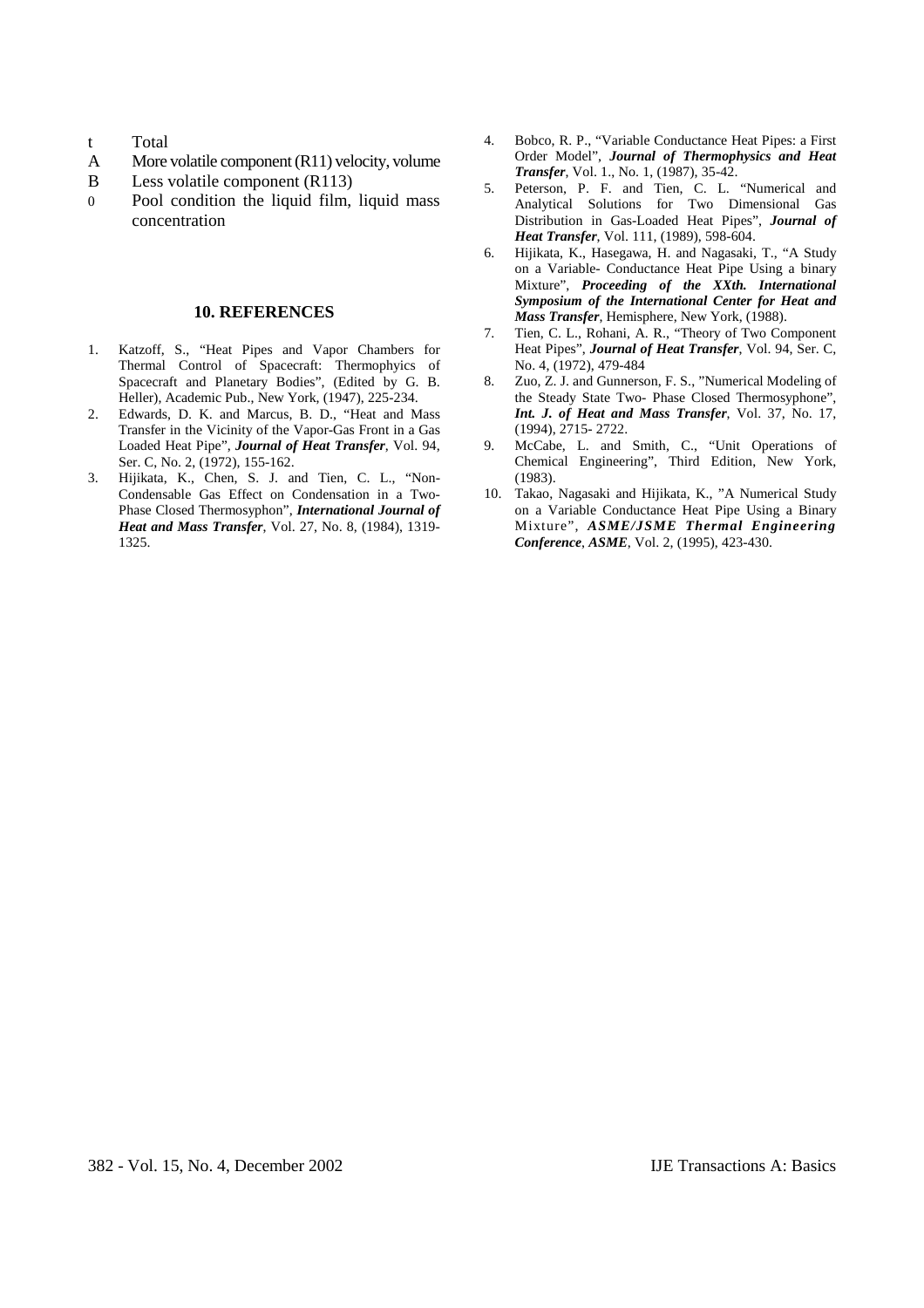t Total

A More volatile component (R11) velocity, volume

B Less volatile component (R113)

0 Pool condition the liquid film, liquid mass concentration

## 10. REFERENCES

1. Katzoff, S., "Heat Pipes and Vapor Chambers for Thermal Control of Spacecraft: Thermophyics of Spacecraft and Planetary Bodies", (Edited by G. B. Heller), Academic Pub., New York, (1947), 225-234.
2. Edwards, D. K. and Marcus, B. D., "Heat and Mass Transfer in the Vicinity of the Vapor-Gas Front in a Gas Loaded Heat Pipe", ***Journal of Heat Transfer***, Vol. 94, Ser. C, No. 2, (1972), 155-162.
3. Hijikata, K., Chen, S. J. and Tien, C. L., "Non-Condensable Gas Effect on Condensation in a Two-Phase Closed Thermosyphon", ***International Journal of Heat and Mass Transfer***, Vol. 27, No. 8, (1984), 1319-1325.
4. Bobco, R. P., "Variable Conductance Heat Pipes: a First Order Model", ***Journal of Thermophysics and Heat Transfer***, Vol. 1., No. 1, (1987), 35-42.
5. Peterson, P. F. and Tien, C. L. "Numerical and Analytical Solutions for Two Dimensional Gas Distribution in Gas-Loaded Heat Pipes", ***Journal of Heat Transfer***, Vol. 111, (1989), 598-604.
6. Hijikata, K., Hasegawa, H. and Nagasaki, T., "A Study on a Variable- Conductance Heat Pipe Using a binary Mixture", ***Proceeding of the XXth. International Symposium of the International Center for Heat and Mass Transfer***, Hemisphere, New York, (1988).
7. Tien, C. L., Rohani, A. R., "Theory of Two Component Heat Pipes", ***Journal of Heat Transfer***, Vol. 94, Ser. C, No. 4, (1972), 479-484
8. Zuo, Z. J. and Gunnerson, F. S., "Numerical Modeling of the Steady State Two- Phase Closed Thermosyphone", ***Int. J. of Heat and Mass Transfer***, Vol. 37, No. 17, (1994), 2715- 2722.
9. McCabe, L. and Smith, C., "Unit Operations of Chemical Engineering", Third Edition, New York, (1983).
10. Takao, Nagasaki and Hijikata, K., "A Numerical Study on a Variable Conductance Heat Pipe Using a Binary Mixture", ***ASME/JSME Thermal Engineering Conference***, ***ASME***, Vol. 2, (1995), 423-430.